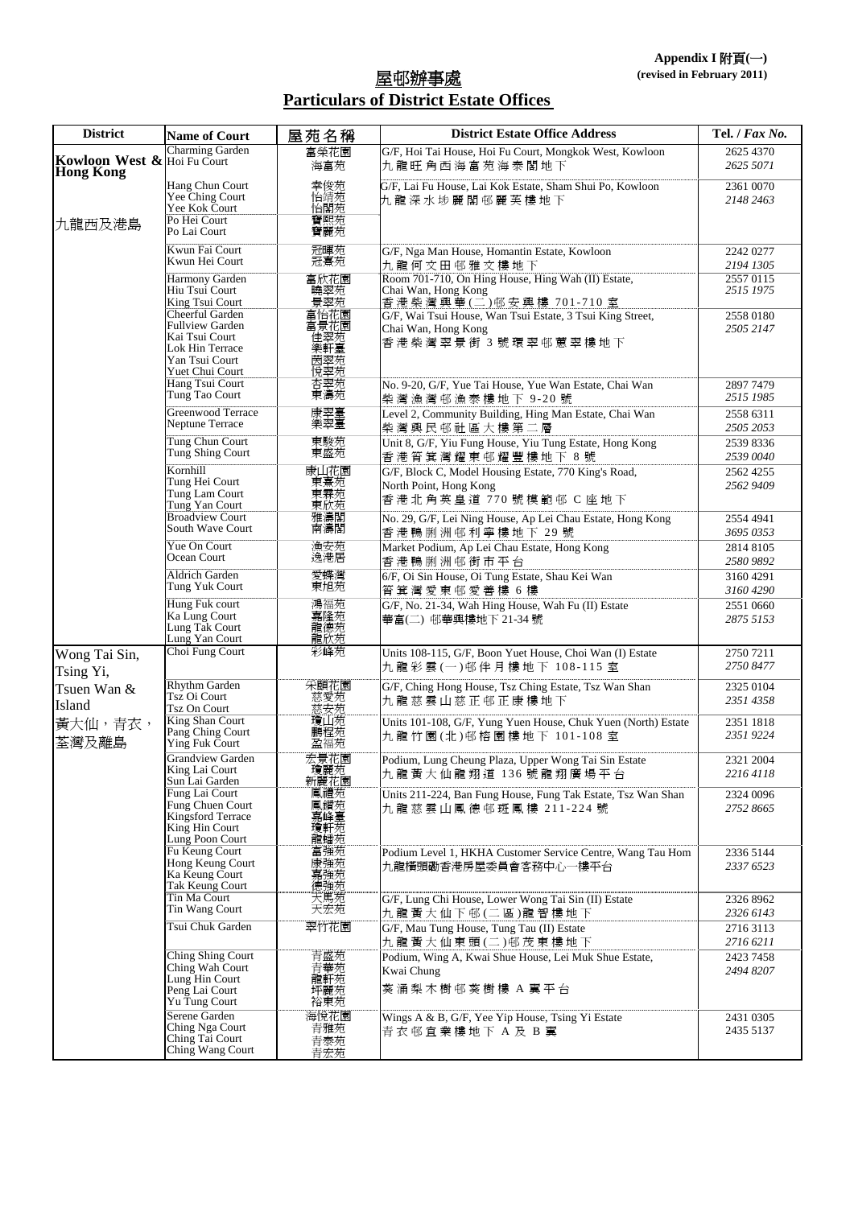**Appendix I 附頁(一)**
**(revised in February 2011)**

# 屋邨辦事處
# Particulars of District Estate Offices

| District | Name of Court | 屋苑名稱 | District Estate Office Address | Tel. / *Fax No.* |
|---|---|---|---|---|
| **Kowloon West & Hong Kong** 九龍西及港島 | Charming Garden<br>Hoi Fu Court | 富榮花園<br>海富苑 | G/F, Hoi Tai House, Hoi Fu Court, Mongkok West, Kowloon<br>九龍旺角西海富苑海泰閣地下 | 2625 4370<br>*2625 5071* |
| | Hang Chun Court<br>Yee Ching Court<br>Yee Kok Court<br>Po Hei Court<br>Po Lai Court | 幸俊苑<br>怡靖苑<br>怡閣苑<br>寶熙苑<br>寶麗苑 | G/F, Lai Fu House, Lai Kok Estate, Sham Shui Po, Kowloon<br>九龍深水埗麗閣邨麗芙樓地下 | 2361 0070<br>*2148 2463* |
| | Kwun Fai Court<br>Kwun Hei Court | 冠暉苑<br>冠熹苑 | G/F, Nga Man House, Homantin Estate, Kowloon<br>九龍何文田邨雅文樓地下 | 2242 0277<br>*2194 1305* |
| | Harmony Garden<br>Hiu Tsui Court<br>King Tsui Court | 富欣花園<br>曉翠苑<br>景翠苑 | Room 701-710, On Hing House, Hing Wah (II) Estate, Chai Wan, Hong Kong<br>香港柴灣興華(二)邨安興樓 701-710 室 | 2557 0115<br>*2515 1975* |
| | Cheerful Garden<br>Fullview Garden<br>Kai Tsui Court<br>Lok Hin Terrace<br>Yan Tsui Court<br>Yuet Chui Court | 富怡花園<br>富景花園<br>佳翠苑<br>樂軒臺<br>茵翠苑<br>悅翠苑 | G/F, Wai Tsui House, Wan Tsui Estate, 3 Tsui King Street, Chai Wan, Hong Kong<br>香港柴灣翠景街 3 號環翠邨蕙翠樓地下 | 2558 0180<br>*2505 2147* |
| | Hang Tsui Court<br>Tung Tao Court | 杏翠苑<br>東濤苑 | No. 9-20, G/F, Yue Tai House, Yue Wan Estate, Chai Wan<br>柴灣漁灣邨漁泰樓地下 9-20 號 | 2897 7479<br>*2515 1985* |
| | Greenwood Terrace<br>Neptune Terrace | 康翠臺<br>樂翠臺 | Level 2, Community Building, Hing Man Estate, Chai Wan<br>柴灣興民邨社區大樓第二層 | 2558 6311<br>*2505 2053* |
| | Tung Chun Court<br>Tung Shing Court | 東駿苑<br>東盛苑 | Unit 8, G/F, Yiu Fung House, Yiu Tung Estate, Hong Kong<br>香港筲箕灣耀東邨耀豐樓地下 8 號 | 2539 8336<br>*2539 0040* |
| | Kornhill<br>Tung Hei Court<br>Tung Lam Court<br>Tung Yan Court | 康山花園<br>東熹苑<br>東霖苑<br>東欣苑 | G/F, Block C, Model Housing Estate, 770 King's Road, North Point, Hong Kong<br>香港北角英皇道 770 號模範邨 C 座地下 | 2562 4255<br>*2562 9409* |
| | Broadview Court<br>South Wave Court | 雅濤閣<br>南濤閣 | No. 29, G/F, Lei Ning House, Ap Lei Chau Estate, Hong Kong<br>香港鴨脷洲邨利寧樓地下 29 號 | 2554 4941<br>*3695 0353* |
| | Yue On Court<br>Ocean Court | 漁安苑<br>逸港居 | Market Podium, Ap Lei Chau Estate, Hong Kong<br>香港鴨脷洲邨街市平台 | 2814 8105<br>*2580 9892* |
| | Aldrich Garden<br>Tung Yuk Court | 愛蝶灣<br>東旭苑 | 6/F, Oi Sin House, Oi Tung Estate, Shau Kei Wan<br>筲箕灣愛東邨愛善樓 6 樓 | 3160 4291<br>*3160 4290* |
| | Hung Fuk court<br>Ka Lung Court<br>Lung Tak Court<br>Lung Yan Court | 鴻福苑<br>嘉隆苑<br>龍德苑<br>龍欣苑 | G/F, No. 21-34, Wah Hing House, Wah Fu (II) Estate<br>華富(二) 邨華興樓地下 21-34 號 | 2551 0660<br>*2875 5153* |
| Wong Tai Sin, Tsing Yi, Tsuen Wan & Island<br>黃大仙，青衣，荃灣及離島 | Choi Fung Court | 彩峰苑 | Units 108-115, G/F, Boon Yuet House, Choi Wan (I) Estate<br>九龍彩雲(一)邨伴月樓地下 108-115 室 | 2750 7211<br>*2750 8477* |
| | Rhythm Garden<br>Tsz Oi Court<br>Tsz On Court | 采頤花園<br>慈愛苑<br>慈安苑 | G/F, Ching Hong House, Tsz Ching Estate, Tsz Wan Shan<br>九龍慈雲山慈正邨正康樓地下 | 2325 0104<br>*2351 4358* |
| | King Shan Court<br>Pang Ching Court<br>Ying Fuk Court | 瓊山苑<br>鵬程苑<br>盈福苑 | Units 101-108, G/F, Yung Yuen House, Chuk Yuen (North) Estate<br>九龍竹園(北)邨榕園樓地下 101-108 室 | 2351 1818<br>*2351 9224* |
| | Grandview Garden<br>King Lai Court<br>Sun Lai Garden | 宏景花園<br>瓊麗苑<br>新麗花園 | Podium, Lung Cheung Plaza, Upper Wong Tai Sin Estate<br>九龍黃大仙龍翔道 136 號龍翔廣場平台 | 2321 2004<br>*2216 4118* |
| | Fung Lai Court<br>Fung Chuen Court<br>Kingsford Terrace<br>King Hin Court<br>Lung Poon Court | 鳳禮苑<br>鳳鑽苑<br>嘉峰臺<br>瓊軒苑<br>龍蟠苑 | Units 211-224, Ban Fung House, Fung Tak Estate, Tsz Wan Shan<br>九龍慈雲山鳳德邨斑鳳樓 211-224 號 | 2324 0096<br>*2752 8665* |
| | Fu Keung Court<br>Hong Keung Court<br>Ka Keung Court<br>Tak Keung Court | 富強苑<br>康強苑<br>嘉強苑<br>德強苑 | Podium Level 1, HKHA Customer Service Centre, Wang Tau Hom<br>九龍橫頭磡香港房屋委員會客務中心一樓平台 | 2336 5144<br>*2337 6523* |
| | Tin Ma Court<br>Tin Wang Court | 天馬苑<br>天宏苑 | G/F, Lung Chi House, Lower Wong Tai Sin (II) Estate<br>九龍黃大仙下邨(二區)龍智樓地下 | 2326 8962<br>*2326 6143* |
| | Tsui Chuk Garden | 翠竹花園 | G/F, Mau Tung House, Tung Tau (II) Estate<br>九龍黃大仙東頭(二)邨茂東樓地下 | 2716 3113<br>*2716 6211* |
| | Ching Shing Court<br>Ching Wah Court<br>Lung Hin Court<br>Peng Lai Court<br>Yu Tung Court | 青盛苑<br>青華苑<br>龍軒苑<br>坪麗苑<br>裕東苑 | Podium, Wing A, Kwai Shue House, Lei Muk Shue Estate, Kwai Chung<br>葵涌梨木樹邨葵樹樓 A 翼平台 | 2423 7458<br>*2494 8207* |
| | Serene Garden<br>Ching Nga Court<br>Ching Tai Court<br>Ching Wang Court | 海悅花園<br>青雅苑<br>青泰苑<br>青宏苑 | Wings A & B, G/F, Yee Yip House, Tsing Yi Estate<br>青衣邨宜業樓地下 A 及 B 翼 | 2431 0305<br>2435 5137 |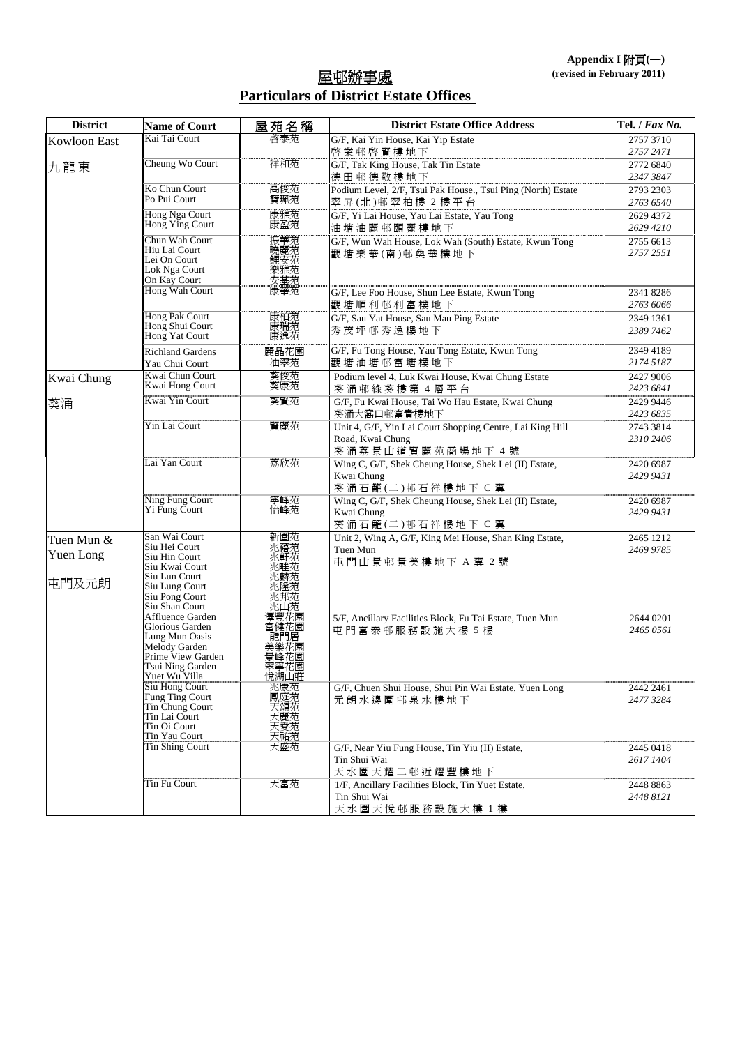**Appendix I 附頁(一)**
**(revised in February 2011)**

# 屋邨辦事處
# Particulars of District Estate Offices

| District | Name of Court | 屋苑名稱 | District Estate Office Address | Tel. / *Fax No.* |
|---|---|---|---|---|
| Kowloon East<br>九龍東 | Kai Tai Court | 啓泰苑 | G/F, Kai Yin House, Kai Yip Estate<br>啓業邨啓賢樓地下 | 2757 3710<br>*2757 2471* |
| | Cheung Wo Court | 祥和苑 | G/F, Tak King House, Tak Tin Estate<br>德田邨德敬樓地下 | 2772 6840<br>*2347 3847* |
| | Ko Chun Court<br>Po Pui Court | 高俊苑<br>寶珮苑 | Podium Level, 2/F, Tsui Pak House., Tsui Ping (North) Estate<br>翠屏(北)邨翠柏樓 2 樓平台 | 2793 2303<br>*2763 6540* |
| | Hong Nga Court<br>Hong Ying Court | 康雅苑<br>康盈苑 | G/F, Yi Lai House, Yau Lai Estate, Yau Tong<br>油塘油麗邨頤麗樓地下 | 2629 4372<br>*2629 4210* |
| | Chun Wah Court<br>Hiu Lai Court<br>Lei On Court<br>Lok Nga Court<br>On Kay Court | 振華苑<br>曉麗苑<br>鯉安苑<br>樂雅苑<br>安基苑 | G/F, Wun Wah House, Lok Wah (South) Estate, Kwun Tong<br>觀塘樂華(南)邨奐華樓地下 | 2755 6613<br>*2757 2551* |
| | Hong Wah Court | 康華苑 | G/F, Lee Foo House, Shun Lee Estate, Kwun Tong<br>觀塘順利邨利富樓地下 | 2341 8286<br>*2763 6066* |
| | Hong Pak Court<br>Hong Shui Court<br>Hong Yat Court | 康柏苑<br>康瑞苑<br>康逸苑 | G/F, Sau Yat House, Sau Mau Ping Estate<br>秀茂坪邨秀逸樓地下 | 2349 1361<br>*2389 7462* |
| | Richland Gardens<br>Yau Chui Court | 麗晶花園<br>油翠苑 | G/F, Fu Tong House, Yau Tong Estate, Kwun Tong<br>觀塘油塘邨富塘樓地下 | 2349 4189<br>*2174 5187* |
| Kwai Chung<br>葵涌 | Kwai Chun Court<br>Kwai Hong Court | 葵俊苑<br>葵康苑 | Podium level 4, Luk Kwai House, Kwai Chung Estate<br>葵涌邨綠葵樓第 4 層平台 | 2427 9006<br>*2423 6841* |
| | Kwai Yin Court | 葵賢苑 | G/F, Fu Kwai House, Tai Wo Hau Estate, Kwai Chung<br>葵涌大窩口邨富貴樓地下 | 2429 9446<br>*2423 6835* |
| | Yin Lai Court | 賢麗苑 | Unit 4, G/F, Yin Lai Court Shopping Centre, Lai King Hill Road, Kwai Chung<br>葵涌荔景山道賢麗苑商場地下 4 號 | 2743 3814<br>*2310 2406* |
| | Lai Yan Court | 荔欣苑 | Wing C, G/F, Shek Cheung House, Shek Lei (II) Estate, Kwai Chung<br>葵涌石籬(二)邨石祥樓地下 C 翼 | 2420 6987<br>*2429 9431* |
| | Ning Fung Court<br>Yi Fung Court | 寧峰苑<br>怡峰苑 | Wing C, G/F, Shek Cheung House, Shek Lei (II) Estate, Kwai Chung<br>葵涌石籬(二)邨石祥樓地下 C 翼 | 2420 6987<br>*2429 9431* |
| Tuen Mun & Yuen Long<br>屯門及元朗 | San Wai Court<br>Siu Hei Court<br>Siu Hin Court<br>Siu Kwai Court<br>Siu Lun Court<br>Siu Lung Court<br>Siu Pong Court<br>Siu Shan Court | 新圍苑<br>兆禧苑<br>兆軒苑<br>兆畦苑<br>兆麟苑<br>兆隆苑<br>兆邦苑<br>兆山苑 | Unit 2, Wing A, G/F, King Mei House, Shan King Estate, Tuen Mun<br>屯門山景邨景美樓地下 A 翼 2 號 | 2465 1212<br>*2469 9785* |
| | Affluence Garden<br>Glorious Garden<br>Lung Mun Oasis<br>Melody Garden<br>Prime View Garden<br>Tsui Ning Garden<br>Yuet Wu Villa | 澤豐花園<br>富健花園<br>龍門居<br>美樂花園<br>景峰花園<br>翠寧花園<br>悅湖山莊 | 5/F, Ancillary Facilities Block, Fu Tai Estate, Tuen Mun<br>屯門富泰邨服務設施大樓 5 樓 | 2644 0201<br>*2465 0561* |
| | Siu Hong Court<br>Fung Ting Court<br>Tin Chung Court<br>Tin Lai Court<br>Tin Oi Court<br>Tin Yau Court | 兆康苑<br>鳳庭苑<br>天頌苑<br>天麗苑<br>天愛苑<br>天祐苑 | G/F, Chuen Shui House, Shui Pin Wai Estate, Yuen Long<br>元朗水邊圍邨泉水樓地下 | 2442 2461<br>*2477 3284* |
| | Tin Shing Court | 天盛苑 | G/F, Near Yiu Fung House, Tin Yiu (II) Estate, Tin Shui Wai<br>天水圍天耀二邨近耀豐樓地下 | 2445 0418<br>*2617 1404* |
| | Tin Fu Court | 天富苑 | 1/F, Ancillary Facilities Block, Tin Yuet Estate, Tin Shui Wai<br>天水圍天悅邨服務設施大樓 1 樓 | 2448 8863<br>*2448 8121* |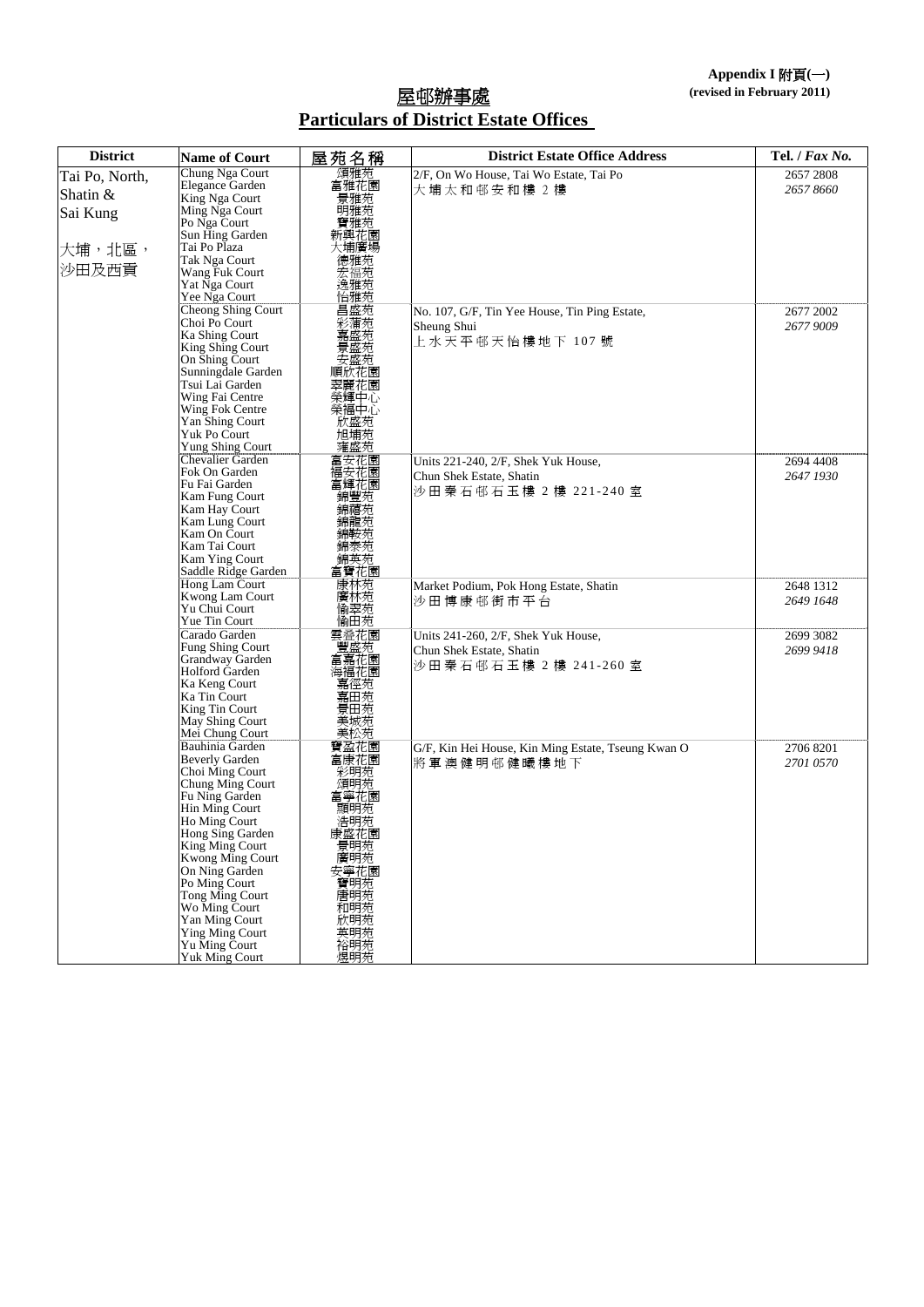**Appendix I 附頁(一)**
**(revised in February 2011)**

# 屋邨辦事處
# Particulars of District Estate Offices

| District | Name of Court | 屋苑名稱 | District Estate Office Address | Tel. / *Fax No.* |
|---|---|---|---|---|
| Tai Po, North, Shatin & Sai Kung<br><br>大埔，北區，沙田及西貢 | Chung Nga Court<br>Elegance Garden<br>King Nga Court<br>Ming Nga Court<br>Po Nga Court<br>Sun Hing Garden<br>Tai Po Plaza<br>Tak Nga Court<br>Wang Fuk Court<br>Yat Nga Court<br>Yee Nga Court | 頌雅苑<br>富雅花園<br>景雅苑<br>明雅苑<br>寶雅苑<br>新興花園<br>大埔廣場<br>德雅苑<br>宏福苑<br>逸雅苑<br>怡雅苑 | 2/F, On Wo House, Tai Wo Estate, Tai Po<br>大埔太和邨安和樓 2 樓 | 2657 2808<br>*2657 8660* |
| | Cheong Shing Court<br>Choi Po Court<br>Ka Shing Court<br>King Shing Court<br>On Shing Court<br>Sunningdale Garden<br>Tsui Lai Garden<br>Wing Fai Centre<br>Wing Fok Centre<br>Yan Shing Court<br>Yuk Po Court<br>Yung Shing Court | 昌盛苑<br>彩蒲苑<br>嘉盛苑<br>景盛苑<br>安盛苑<br>順欣花園<br>翠麗花園<br>榮輝中心<br>榮福中心<br>欣盛苑<br>旭埔苑<br>雍盛苑 | No. 107, G/F, Tin Yee House, Tin Ping Estate, Sheung Shui<br>上水天平邨天怡樓地下 107 號 | 2677 2002<br>*2677 9009* |
| | Chevalier Garden<br>Fok On Garden<br>Fu Fai Garden<br>Kam Fung Court<br>Kam Hay Court<br>Kam Lung Court<br>Kam On Court<br>Kam Tai Court<br>Kam Ying Court<br>Saddle Ridge Garden | 富安花園<br>福安花園<br>富輝花園<br>錦豐苑<br>錦禧苑<br>錦龍苑<br>錦鞍苑<br>錦泰苑<br>錦英苑<br>富寶花園 | Units 221-240, 2/F, Shek Yuk House, Chun Shek Estate, Shatin<br>沙田秦石邨石玉樓 2 樓 221-240 室 | 2694 4408<br>*2647 1930* |
| | Hong Lam Court<br>Kwong Lam Court<br>Yu Chui Court<br>Yue Tin Court | 康林苑<br>廣林苑<br>愉翠苑<br>愉田苑 | Market Podium, Pok Hong Estate, Shatin<br>沙田博康邨街市平台 | 2648 1312<br>*2649 1648* |
| | Carado Garden<br>Fung Shing Court<br>Grandway Garden<br>Holford Garden<br>Ka Keng Court<br>Ka Tin Court<br>King Tin Court<br>May Shing Court<br>Mei Chung Court | 雲疊花園<br>豐盛苑<br>富嘉花園<br>海福花園<br>嘉徑苑<br>嘉田苑<br>景田苑<br>美城苑<br>美松苑 | Units 241-260, 2/F, Shek Yuk House, Chun Shek Estate, Shatin<br>沙田秦石邨石玉樓 2 樓 241-260 室 | 2699 3082<br>*2699 9418* |
| | Bauhinia Garden<br>Beverly Garden<br>Choi Ming Court<br>Chung Ming Court<br>Fu Ning Garden<br>Hin Ming Court<br>Ho Ming Court<br>Hong Sing Garden<br>King Ming Court<br>Kwong Ming Court<br>On Ning Garden<br>Po Ming Court<br>Tong Ming Court<br>Wo Ming Court<br>Yan Ming Court<br>Ying Ming Court<br>Yu Ming Court<br>Yuk Ming Court | 寶盈花園<br>富康花園<br>彩明苑<br>頌明苑<br>富寧花園<br>顯明苑<br>浩明苑<br>康盛花園<br>景明苑<br>廣明苑<br>安寧花園<br>寶明苑<br>唐明苑<br>和明苑<br>欣明苑<br>英明苑<br>裕明苑<br>煜明苑 | G/F, Kin Hei House, Kin Ming Estate, Tseung Kwan O<br>將軍澳健明邨健曦樓地下 | 2706 8201<br>*2701 0570* |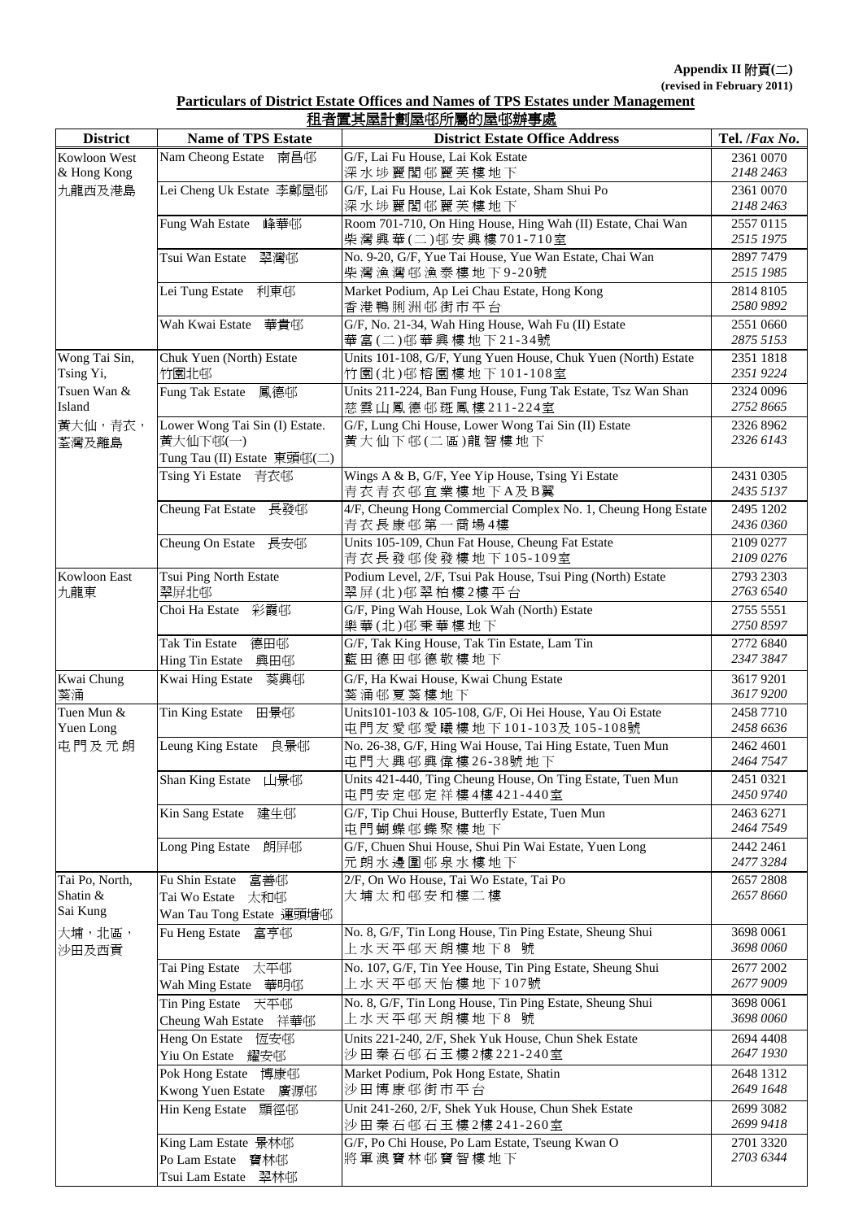**Appendix II 附頁(二)**
**(revised in February 2011)**

**Particulars of District Estate Offices and Names of TPS Estates under Management**
**租者置其屋計劃屋邨所屬的屋邨辦事處**

| District | Name of TPS Estate | District Estate Office Address | Tel. /*Fax No.* |
|---|---|---|---|
| Kowloon West & Hong Kong<br>九龍西及港島 | Nam Cheong Estate 南昌邨 | G/F, Lai Fu House, Lai Kok Estate<br>深水埗麗閣邨麗芙樓地下 | 2361 0070<br>*2148 2463* |
| | Lei Cheng Uk Estate 李鄭屋邨 | G/F, Lai Fu House, Lai Kok Estate, Sham Shui Po<br>深水埗麗閣邨麗芙樓地下 | 2361 0070<br>*2148 2463* |
| | Fung Wah Estate 峰華邨 | Room 701-710, On Hing House, Hing Wah (II) Estate, Chai Wan<br>柴灣興華(二)邨安興樓701-710室 | 2557 0115<br>*2515 1975* |
| | Tsui Wan Estate 翠灣邨 | No. 9-20, G/F, Yue Tai House, Yue Wan Estate, Chai Wan<br>柴灣漁灣邨漁泰樓地下9-20號 | 2897 7479<br>*2515 1985* |
| | Lei Tung Estate 利東邨 | Market Podium, Ap Lei Chau Estate, Hong Kong<br>香港鴨脷洲邨街市平台 | 2814 8105<br>*2580 9892* |
| | Wah Kwai Estate 華貴邨 | G/F, No. 21-34, Wah Hing House, Wah Fu (II) Estate<br>華富(二)邨華興樓地下21-34號 | 2551 0660<br>*2875 5153* |
| Wong Tai Sin, Tsing Yi, Tsuen Wan & Island<br>黃大仙，青衣，荃灣及離島 | Chuk Yuen (North) Estate<br>竹園北邨 | Units 101-108, G/F, Yung Yuen House, Chuk Yuen (North) Estate<br>竹園(北)邨榕園樓地下101-108室 | 2351 1818<br>*2351 9224* |
| | Fung Tak Estate 鳳德邨 | Units 211-224, Ban Fung House, Fung Tak Estate, Tsz Wan Shan<br>慈雲山鳳德邨斑鳳樓211-224室 | 2324 0096<br>*2752 8665* |
| | Lower Wong Tai Sin (I) Estate.<br>黃大仙下邨(一)<br>Tung Tau (II) Estate 東頭邨(二) | G/F, Lung Chi House, Lower Wong Tai Sin (II) Estate<br>黃大仙下邨(二區)龍智樓地下 | 2326 8962<br>*2326 6143* |
| | Tsing Yi Estate 青衣邨 | Wings A & B, G/F, Yee Yip House, Tsing Yi Estate<br>青衣青衣邨宜業樓地下A及B翼 | 2431 0305<br>*2435 5137* |
| | Cheung Fat Estate 長發邨 | 4/F, Cheung Hong Commercial Complex No. 1, Cheung Hong Estate<br>青衣長康邨第一商場4樓 | 2495 1202<br>*2436 0360* |
| | Cheung On Estate 長安邨 | Units 105-109, Chun Fat House, Cheung Fat Estate<br>青衣長發邨俊發樓地下105-109室 | 2109 0277<br>*2109 0276* |
| Kowloon East<br>九龍東 | Tsui Ping North Estate<br>翠屏北邨 | Podium Level, 2/F, Tsui Pak House, Tsui Ping (North) Estate<br>翠屏(北)邨翠柏樓2樓平台 | 2793 2303<br>*2763 6540* |
| | Choi Ha Estate 彩霞邨 | G/F, Ping Wah House, Lok Wah (North) Estate<br>樂華(北)邨秉華樓地下 | 2755 5551<br>*2750 8597* |
| | Tak Tin Estate 德田邨<br>Hing Tin Estate 興田邨 | G/F, Tak King House, Tak Tin Estate, Lam Tin<br>藍田德田邨德敬樓地下 | 2772 6840<br>*2347 3847* |
| Kwai Chung<br>葵涌 | Kwai Hing Estate 葵興邨 | G/F, Ha Kwai House, Kwai Chung Estate<br>葵涌邨夏葵樓地下 | 3617 9201<br>*3617 9200* |
| Tuen Mun & Yuen Long<br>屯門及元朗 | Tin King Estate 田景邨 | Units101-103 & 105-108, G/F, Oi Hei House, Yau Oi Estate<br>屯門友愛邨愛曦樓地下101-103及105-108號 | 2458 7710<br>*2458 6636* |
| | Leung King Estate 良景邨 | No. 26-38, G/F, Hing Wai House, Tai Hing Estate, Tuen Mun<br>屯門大興邨興偉樓26-38號地下 | 2462 4601<br>*2464 7547* |
| | Shan King Estate 山景邨 | Units 421-440, Ting Cheung House, On Ting Estate, Tuen Mun<br>屯門安定邨定祥樓4樓421-440室 | 2451 0321<br>*2450 9740* |
| | Kin Sang Estate 建生邨 | G/F, Tip Chui House, Butterfly Estate, Tuen Mun<br>屯門蝴蝶邨蝶聚樓地下 | 2463 6271<br>*2464 7549* |
| | Long Ping Estate 朗屏邨 | G/F, Chuen Shui House, Shui Pin Wai Estate, Yuen Long<br>元朗水邊圍邨泉水樓地下 | 2442 2461<br>*2477 3284* |
| Tai Po, North, Shatin & Sai Kung<br>大埔，北區，沙田及西貢 | Fu Shin Estate 富善邨<br>Tai Wo Estate 太和邨<br>Wan Tau Tong Estate 運頭塘邨 | 2/F, On Wo House, Tai Wo Estate, Tai Po<br>大埔太和邨安和樓二樓 | 2657 2808<br>*2657 8660* |
| | Fu Heng Estate 富亨邨 | No. 8, G/F, Tin Long House, Tin Ping Estate, Sheung Shui<br>上水天平邨天朗樓地下8 號 | 3698 0061<br>*3698 0060* |
| | Tai Ping Estate 太平邨<br>Wah Ming Estate 華明邨 | No. 107, G/F, Tin Yee House, Tin Ping Estate, Sheung Shui<br>上水天平邨天怡樓地下107號 | 2677 2002<br>*2677 9009* |
| | Tin Ping Estate 天平邨<br>Cheung Wah Estate 祥華邨 | No. 8, G/F, Tin Long House, Tin Ping Estate, Sheung Shui<br>上水天平邨天朗樓地下8 號 | 3698 0061<br>*3698 0060* |
| | Heng On Estate 恆安邨<br>Yiu On Estate 耀安邨 | Units 221-240, 2/F, Shek Yuk House, Chun Shek Estate<br>沙田秦石邨石玉樓2樓221-240室 | 2694 4408<br>*2647 1930* |
| | Pok Hong Estate 博康邨<br>Kwong Yuen Estate 廣源邨 | Market Podium, Pok Hong Estate, Shatin<br>沙田博康邨街市平台 | 2648 1312<br>*2649 1648* |
| | Hin Keng Estate 顯徑邨 | Unit 241-260, 2/F, Shek Yuk House, Chun Shek Estate<br>沙田秦石邨石玉樓2樓241-260室 | 2699 3082<br>*2699 9418* |
| | King Lam Estate 景林邨<br>Po Lam Estate 寶林邨<br>Tsui Lam Estate 翠林邨 | G/F, Po Chi House, Po Lam Estate, Tseung Kwan O<br>將軍澳寶林邨寶智樓地下 | 2701 3320<br>*2703 6344* |